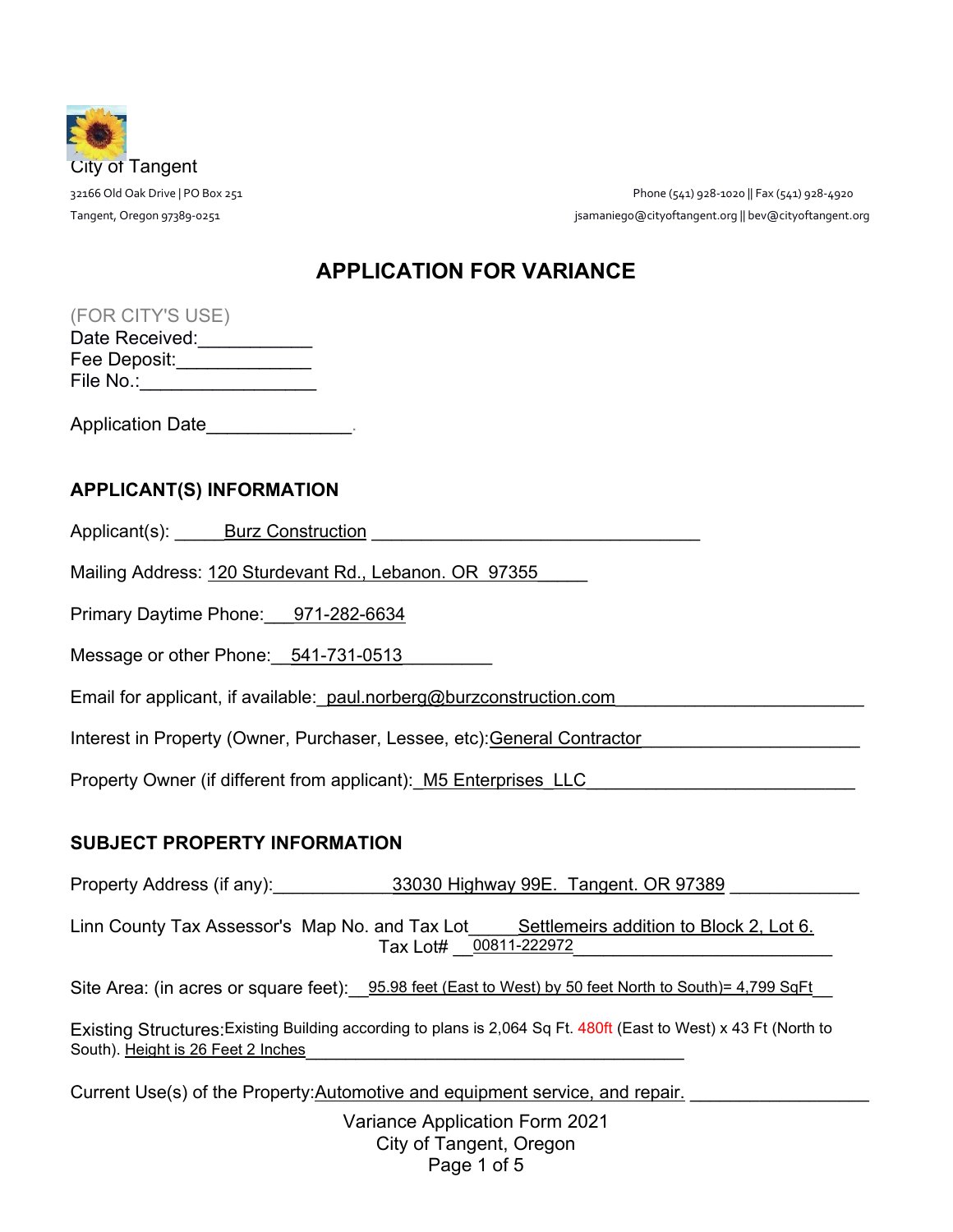City of Tangent

32166 Old Oak Drive | PO Box 251
Tangent, Oregon 97389-0251

Phone (541) 928-1020 || Fax (541) 928-4920
jsamaniego@cityoftangent.org || bev@cityoftangent.org

# APPLICATION FOR VARIANCE

(FOR CITY'S USE)
Date Received:___________
Fee Deposit:_____________
File No.:_________________

Application Date______________.

## APPLICANT(S) INFORMATION

Applicant(s): Burz Construction

Mailing Address: 120 Sturdevant Rd., Lebanon. OR 97355

Primary Daytime Phone: 971-282-6634

Message or other Phone: 541-731-0513

Email for applicant, if available: paul.norberg@burzconstruction.com

Interest in Property (Owner, Purchaser, Lessee, etc): General Contractor

Property Owner (if different from applicant): M5 Enterprises LLC

## SUBJECT PROPERTY INFORMATION

Property Address (if any): 33030 Highway 99E. Tangent. OR 97389

Linn County Tax Assessor's Map No. and Tax Lot Settlemeirs addition to Block 2, Lot 6.
Tax Lot# 00811-222972

Site Area: (in acres or square feet): 95.98 feet (East to West) by 50 feet North to South)= 4,799 SqFt

Existing Structures: Existing Building according to plans is 2,064 Sq Ft. 480ft (East to West) x 43 Ft (North to South). Height is 26 Feet 2 Inches

Current Use(s) of the Property: Automotive and equipment service, and repair.

Variance Application Form 2021
City of Tangent, Oregon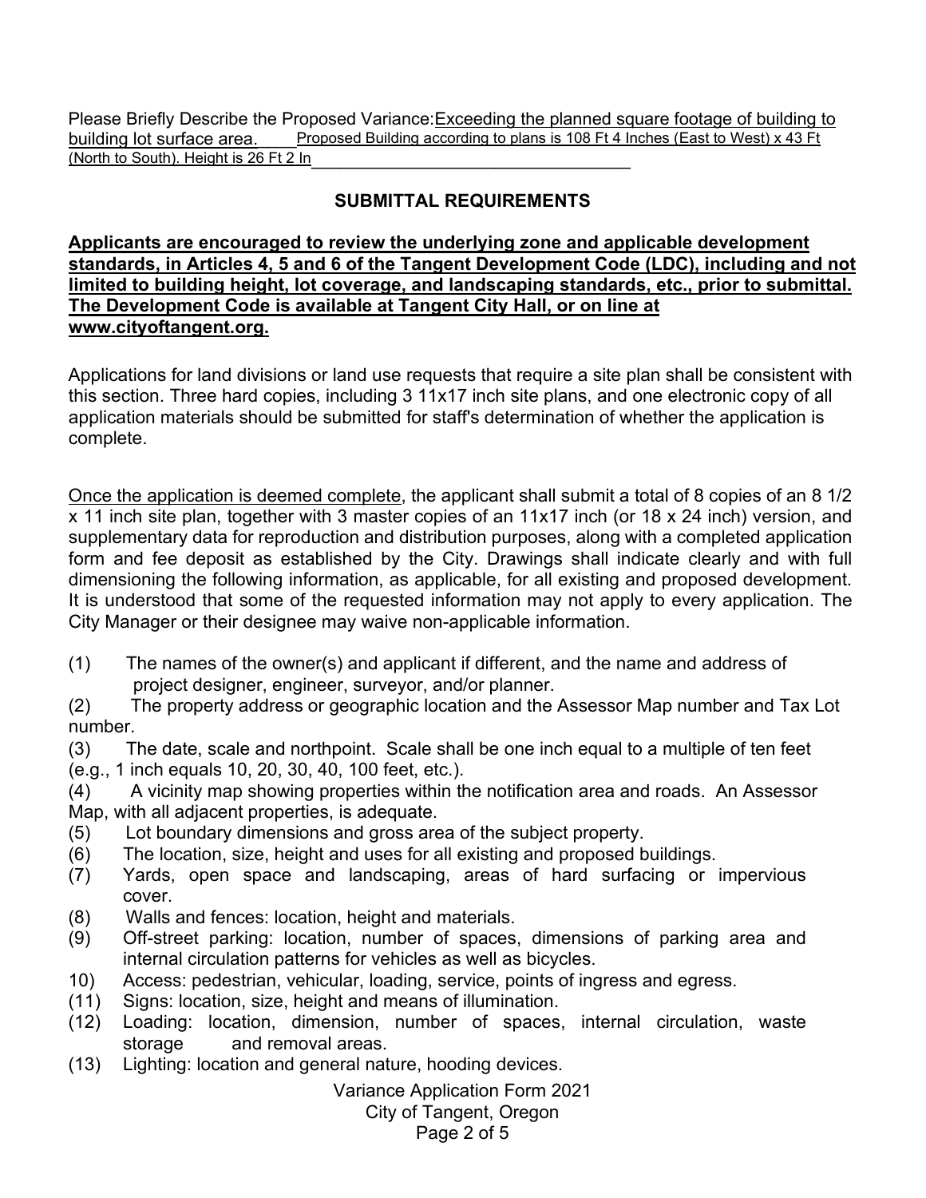Please Briefly Describe the Proposed Variance: Exceeding the planned square footage of building to building lot surface area. Proposed Building according to plans is 108 Ft 4 Inches (East to West) x 43 Ft (North to South). Height is 26 Ft 2 In

## SUBMITTAL REQUIREMENTS

**Applicants are encouraged to review the underlying zone and applicable development standards, in Articles 4, 5 and 6 of the Tangent Development Code (LDC), including and not limited to building height, lot coverage, and landscaping standards, etc., prior to submittal. The Development Code is available at Tangent City Hall, or on line at www.cityoftangent.org.**

Applications for land divisions or land use requests that require a site plan shall be consistent with this section. Three hard copies, including 3 11x17 inch site plans, and one electronic copy of all application materials should be submitted for staff's determination of whether the application is complete.

Once the application is deemed complete, the applicant shall submit a total of 8 copies of an 8 1/2 x 11 inch site plan, together with 3 master copies of an 11x17 inch (or 18 x 24 inch) version, and supplementary data for reproduction and distribution purposes, along with a completed application form and fee deposit as established by the City. Drawings shall indicate clearly and with full dimensioning the following information, as applicable, for all existing and proposed development. It is understood that some of the requested information may not apply to every application. The City Manager or their designee may waive non-applicable information.

(1) The names of the owner(s) and applicant if different, and the name and address of project designer, engineer, surveyor, and/or planner.

(2) The property address or geographic location and the Assessor Map number and Tax Lot number.

(3) The date, scale and northpoint. Scale shall be one inch equal to a multiple of ten feet (e.g., 1 inch equals 10, 20, 30, 40, 100 feet, etc.).

(4) A vicinity map showing properties within the notification area and roads. An Assessor Map, with all adjacent properties, is adequate.

(5) Lot boundary dimensions and gross area of the subject property.

(6) The location, size, height and uses for all existing and proposed buildings.

(7) Yards, open space and landscaping, areas of hard surfacing or impervious cover.

(8) Walls and fences: location, height and materials.

(9) Off-street parking: location, number of spaces, dimensions of parking area and internal circulation patterns for vehicles as well as bicycles.

10) Access: pedestrian, vehicular, loading, service, points of ingress and egress.

(11) Signs: location, size, height and means of illumination.

(12) Loading: location, dimension, number of spaces, internal circulation, waste storage and removal areas.

(13) Lighting: location and general nature, hooding devices.

Variance Application Form 2021
City of Tangent, Oregon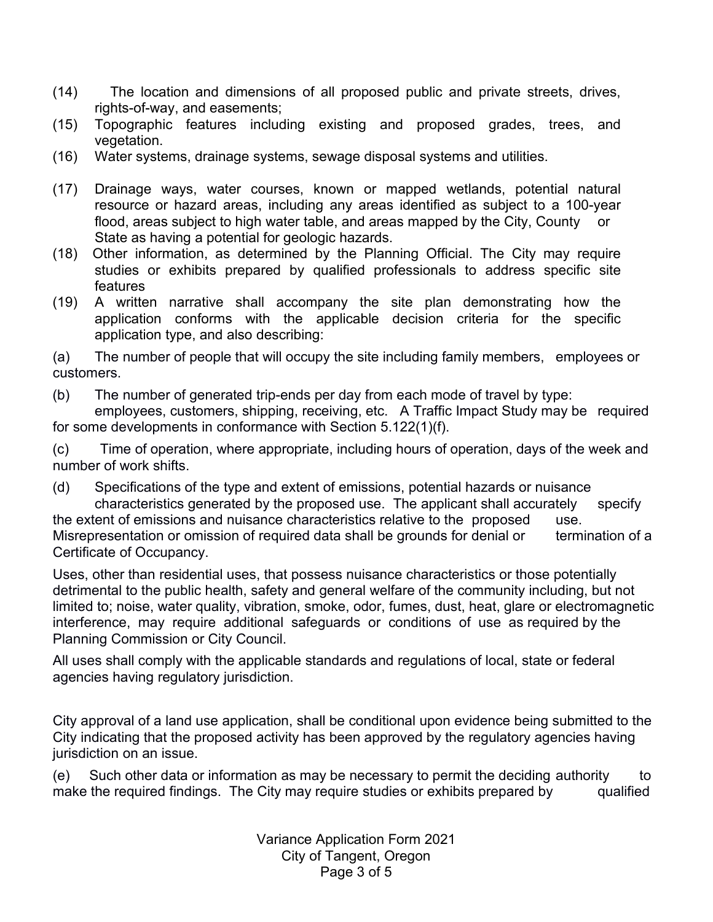(14) The location and dimensions of all proposed public and private streets, drives, rights-of-way, and easements;

(15) Topographic features including existing and proposed grades, trees, and vegetation.

(16) Water systems, drainage systems, sewage disposal systems and utilities.

(17) Drainage ways, water courses, known or mapped wetlands, potential natural resource or hazard areas, including any areas identified as subject to a 100-year flood, areas subject to high water table, and areas mapped by the City, County or State as having a potential for geologic hazards.

(18) Other information, as determined by the Planning Official. The City may require studies or exhibits prepared by qualified professionals to address specific site features

(19) A written narrative shall accompany the site plan demonstrating how the application conforms with the applicable decision criteria for the specific application type, and also describing:

(a) The number of people that will occupy the site including family members, employees or customers.

(b) The number of generated trip-ends per day from each mode of travel by type: employees, customers, shipping, receiving, etc. A Traffic Impact Study may be required for some developments in conformance with Section 5.122(1)(f).

(c) Time of operation, where appropriate, including hours of operation, days of the week and number of work shifts.

(d) Specifications of the type and extent of emissions, potential hazards or nuisance characteristics generated by the proposed use. The applicant shall accurately specify the extent of emissions and nuisance characteristics relative to the proposed use. Misrepresentation or omission of required data shall be grounds for denial or termination of a Certificate of Occupancy.

Uses, other than residential uses, that possess nuisance characteristics or those potentially detrimental to the public health, safety and general welfare of the community including, but not limited to; noise, water quality, vibration, smoke, odor, fumes, dust, heat, glare or electromagnetic interference, may require additional safeguards or conditions of use as required by the Planning Commission or City Council.

All uses shall comply with the applicable standards and regulations of local, state or federal agencies having regulatory jurisdiction.

City approval of a land use application, shall be conditional upon evidence being submitted to the City indicating that the proposed activity has been approved by the regulatory agencies having jurisdiction on an issue.

(e) Such other data or information as may be necessary to permit the deciding authority to make the required findings. The City may require studies or exhibits prepared by qualified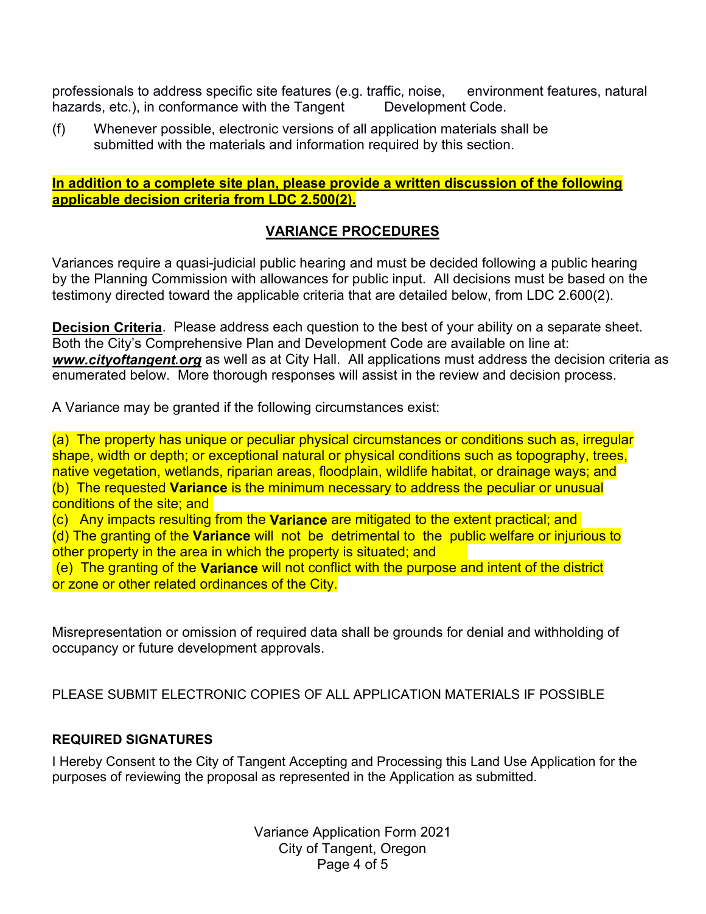professionals to address specific site features (e.g. traffic, noise, environment features, natural hazards, etc.), in conformance with the Tangent Development Code.

(f) Whenever possible, electronic versions of all application materials shall be submitted with the materials and information required by this section.

**In addition to a complete site plan, please provide a written discussion of the following applicable decision criteria from LDC 2.500(2).**

## VARIANCE PROCEDURES

Variances require a quasi-judicial public hearing and must be decided following a public hearing by the Planning Commission with allowances for public input. All decisions must be based on the testimony directed toward the applicable criteria that are detailed below, from LDC 2.600(2).

**Decision Criteria**. Please address each question to the best of your ability on a separate sheet. Both the City's Comprehensive Plan and Development Code are available on line at: ***www.cityoftangent.org*** as well as at City Hall. All applications must address the decision criteria as enumerated below. More thorough responses will assist in the review and decision process.

A Variance may be granted if the following circumstances exist:

(a) The property has unique or peculiar physical circumstances or conditions such as, irregular shape, width or depth; or exceptional natural or physical conditions such as topography, trees, native vegetation, wetlands, riparian areas, floodplain, wildlife habitat, or drainage ways; and
(b) The requested **Variance** is the minimum necessary to address the peculiar or unusual conditions of the site; and
(c) Any impacts resulting from the **Variance** are mitigated to the extent practical; and
(d) The granting of the **Variance** will not be detrimental to the public welfare or injurious to other property in the area in which the property is situated; and
(e) The granting of the **Variance** will not conflict with the purpose and intent of the district or zone or other related ordinances of the City.

Misrepresentation or omission of required data shall be grounds for denial and withholding of occupancy or future development approvals.

PLEASE SUBMIT ELECTRONIC COPIES OF ALL APPLICATION MATERIALS IF POSSIBLE

**REQUIRED SIGNATURES**

I Hereby Consent to the City of Tangent Accepting and Processing this Land Use Application for the purposes of reviewing the proposal as represented in the Application as submitted.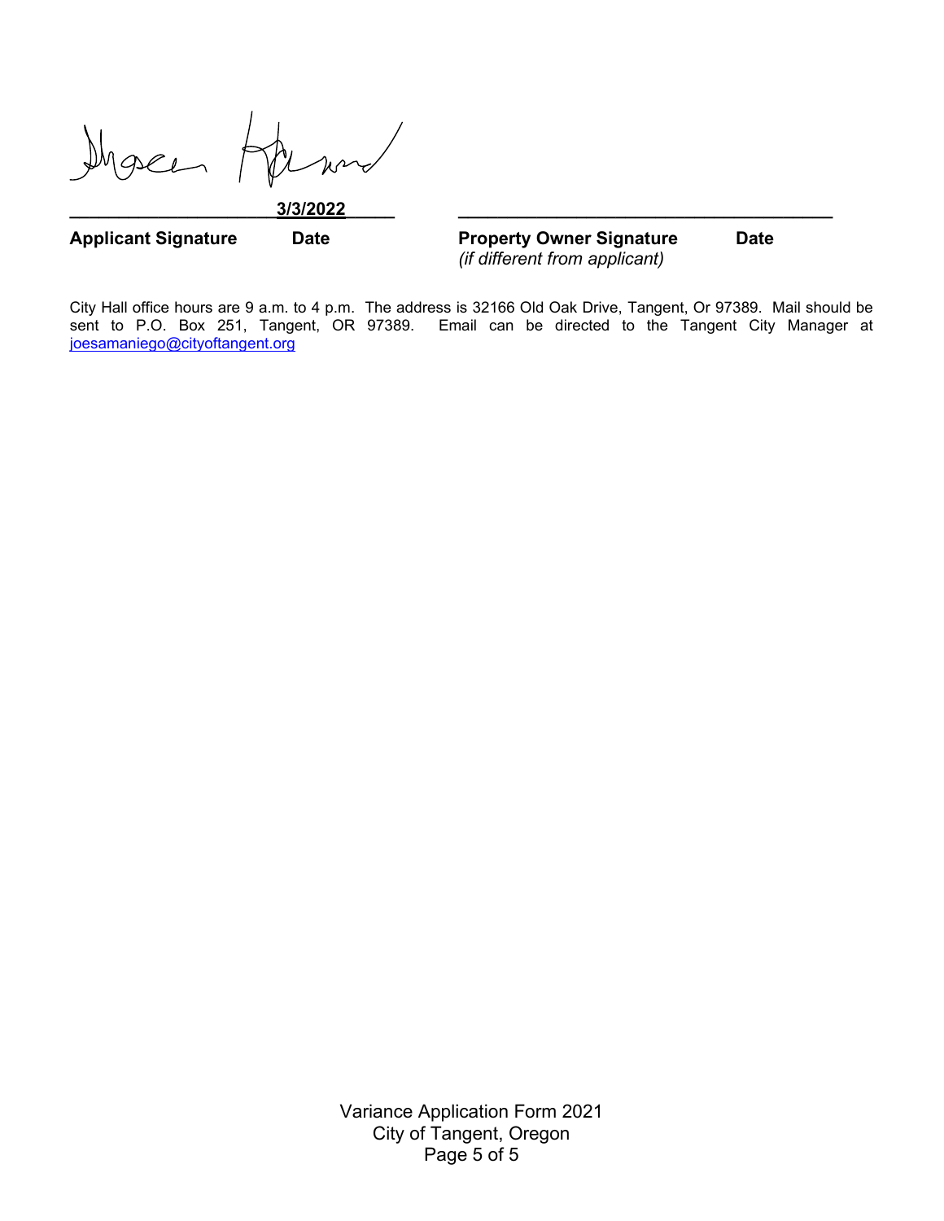\_\_\_\_\_\_\_\_\_\_\_\_\_\_\_\_\_\_\_\_\_\_**3/3/2022**\_\_\_\_\_\_ \_\_\_\_\_\_\_\_\_\_\_\_\_\_\_\_\_\_\_\_\_\_\_\_\_\_\_\_\_\_\_\_\_\_\_\_\_\_\_\_

**Applicant Signature Date** **Property Owner Signature Date**
*(if different from applicant)*

City Hall office hours are 9 a.m. to 4 p.m. The address is 32166 Old Oak Drive, Tangent, Or 97389. Mail should be sent to P.O. Box 251, Tangent, OR 97389. Email can be directed to the Tangent City Manager at joesamaniego@cityoftangent.org

Variance Application Form 2021
City of Tangent, Oregon